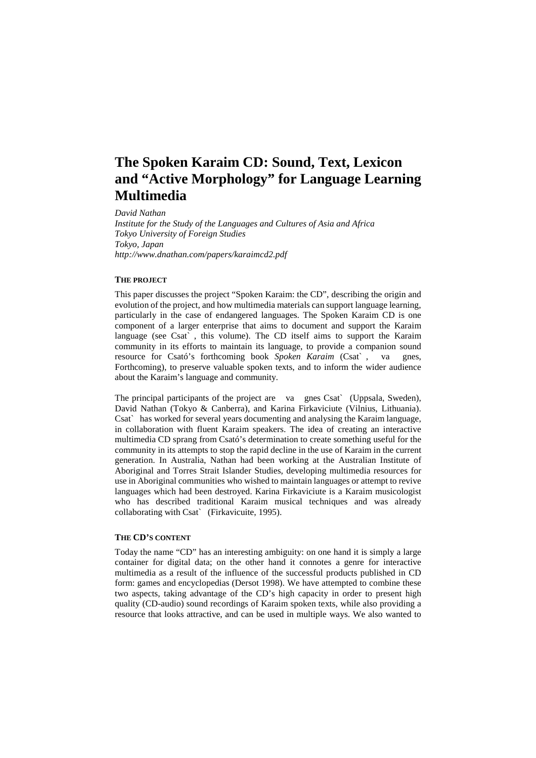# The Spoken Karaim CD: Sound, Text, Lexicon and "Active Morphology" for Language Learning Multimedia

*David Nathan*
*Institute for the Study of the Languages and Cultures of Asia and Africa*
*Tokyo University of Foreign Studies*
*Tokyo, Japan*
*http://www.dnathan.com/papers/karaimcd2.pdf*

## THE PROJECT

This paper discusses the project "Spoken Karaim: the CD", describing the origin and evolution of the project, and how multimedia materials can support language learning, particularly in the case of endangered languages. The Spoken Karaim CD is one component of a larger enterprise that aims to document and support the Karaim language (see Csat` , this volume). The CD itself aims to support the Karaim community in its efforts to maintain its language, to provide a companion sound resource for Csató's forthcoming book *Spoken Karaim* (Csat` , va gnes, Forthcoming), to preserve valuable spoken texts, and to inform the wider audience about the Karaim's language and community.

The principal participants of the project are va gnes Csat` (Uppsala, Sweden), David Nathan (Tokyo & Canberra), and Karina Firkaviciute (Vilnius, Lithuania). Csat` has worked for several years documenting and analysing the Karaim language, in collaboration with fluent Karaim speakers. The idea of creating an interactive multimedia CD sprang from Csató's determination to create something useful for the community in its attempts to stop the rapid decline in the use of Karaim in the current generation. In Australia, Nathan had been working at the Australian Institute of Aboriginal and Torres Strait Islander Studies, developing multimedia resources for use in Aboriginal communities who wished to maintain languages or attempt to revive languages which had been destroyed. Karina Firkaviciute is a Karaim musicologist who has described traditional Karaim musical techniques and was already collaborating with Csat` (Firkavicuite, 1995).

## THE CD'S CONTENT

Today the name "CD" has an interesting ambiguity: on one hand it is simply a large container for digital data; on the other hand it connotes a genre for interactive multimedia as a result of the influence of the successful products published in CD form: games and encyclopedias (Dersot 1998). We have attempted to combine these two aspects, taking advantage of the CD's high capacity in order to present high quality (CD-audio) sound recordings of Karaim spoken texts, while also providing a resource that looks attractive, and can be used in multiple ways. We also wanted to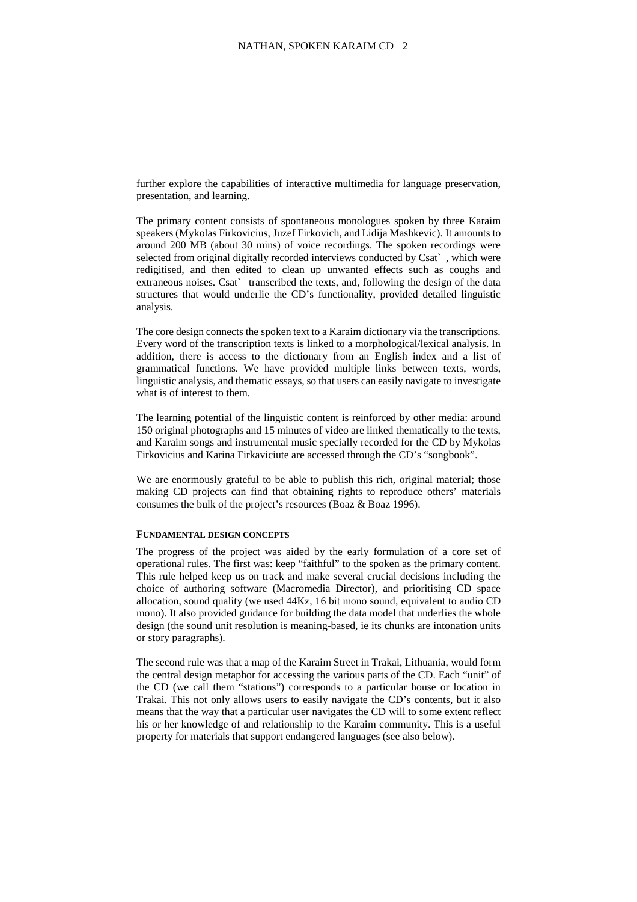further explore the capabilities of interactive multimedia for language preservation, presentation, and learning.

The primary content consists of spontaneous monologues spoken by three Karaim speakers (Mykolas Firkovicius, Juzef Firkovich, and Lidija Mashkevic). It amounts to around 200 MB (about 30 mins) of voice recordings. The spoken recordings were selected from original digitally recorded interviews conducted by Csat` , which were redigitised, and then edited to clean up unwanted effects such as coughs and extraneous noises. Csat` transcribed the texts, and, following the design of the data structures that would underlie the CD's functionality, provided detailed linguistic analysis.

The core design connects the spoken text to a Karaim dictionary via the transcriptions. Every word of the transcription texts is linked to a morphological/lexical analysis. In addition, there is access to the dictionary from an English index and a list of grammatical functions. We have provided multiple links between texts, words, linguistic analysis, and thematic essays, so that users can easily navigate to investigate what is of interest to them.

The learning potential of the linguistic content is reinforced by other media: around 150 original photographs and 15 minutes of video are linked thematically to the texts, and Karaim songs and instrumental music specially recorded for the CD by Mykolas Firkovicius and Karina Firkaviciute are accessed through the CD's "songbook".

We are enormously grateful to be able to publish this rich, original material; those making CD projects can find that obtaining rights to reproduce others' materials consumes the bulk of the project's resources (Boaz & Boaz 1996).

#### FUNDAMENTAL DESIGN CONCEPTS

The progress of the project was aided by the early formulation of a core set of operational rules. The first was: keep "faithful" to the spoken as the primary content. This rule helped keep us on track and make several crucial decisions including the choice of authoring software (Macromedia Director), and prioritising CD space allocation, sound quality (we used 44Kz, 16 bit mono sound, equivalent to audio CD mono). It also provided guidance for building the data model that underlies the whole design (the sound unit resolution is meaning-based, ie its chunks are intonation units or story paragraphs).

The second rule was that a map of the Karaim Street in Trakai, Lithuania, would form the central design metaphor for accessing the various parts of the CD. Each "unit" of the CD (we call them "stations") corresponds to a particular house or location in Trakai. This not only allows users to easily navigate the CD's contents, but it also means that the way that a particular user navigates the CD will to some extent reflect his or her knowledge of and relationship to the Karaim community. This is a useful property for materials that support endangered languages (see also below).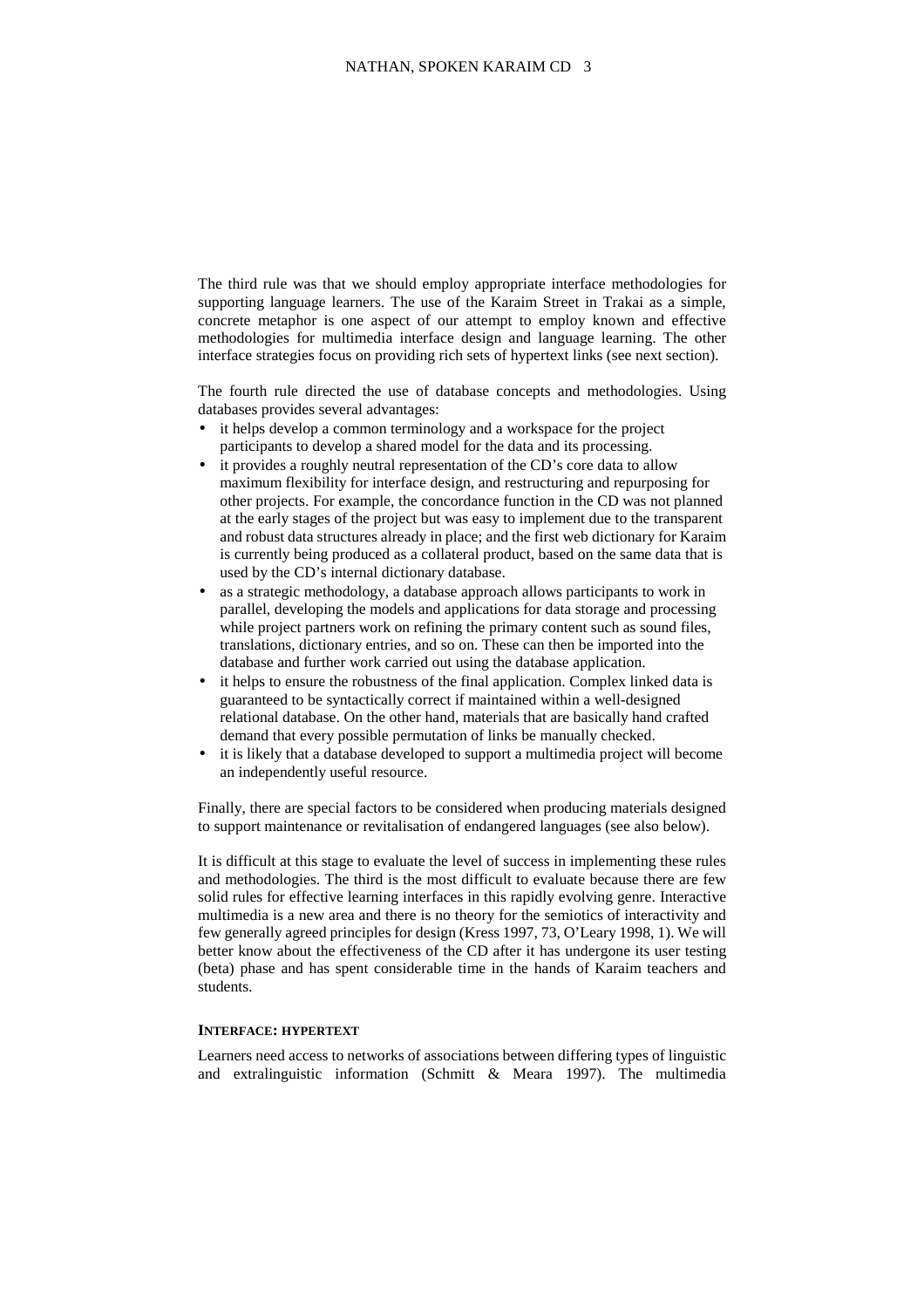The third rule was that we should employ appropriate interface methodologies for supporting language learners. The use of the Karaim Street in Trakai as a simple, concrete metaphor is one aspect of our attempt to employ known and effective methodologies for multimedia interface design and language learning. The other interface strategies focus on providing rich sets of hypertext links (see next section).

The fourth rule directed the use of database concepts and methodologies. Using databases provides several advantages:

- it helps develop a common terminology and a workspace for the project participants to develop a shared model for the data and its processing.
- it provides a roughly neutral representation of the CD's core data to allow maximum flexibility for interface design, and restructuring and repurposing for other projects. For example, the concordance function in the CD was not planned at the early stages of the project but was easy to implement due to the transparent and robust data structures already in place; and the first web dictionary for Karaim is currently being produced as a collateral product, based on the same data that is used by the CD's internal dictionary database.
- as a strategic methodology, a database approach allows participants to work in parallel, developing the models and applications for data storage and processing while project partners work on refining the primary content such as sound files, translations, dictionary entries, and so on. These can then be imported into the database and further work carried out using the database application.
- it helps to ensure the robustness of the final application. Complex linked data is guaranteed to be syntactically correct if maintained within a well-designed relational database. On the other hand, materials that are basically hand crafted demand that every possible permutation of links be manually checked.
- it is likely that a database developed to support a multimedia project will become an independently useful resource.

Finally, there are special factors to be considered when producing materials designed to support maintenance or revitalisation of endangered languages (see also below).

It is difficult at this stage to evaluate the level of success in implementing these rules and methodologies. The third is the most difficult to evaluate because there are few solid rules for effective learning interfaces in this rapidly evolving genre. Interactive multimedia is a new area and there is no theory for the semiotics of interactivity and few generally agreed principles for design (Kress 1997, 73, O'Leary 1998, 1). We will better know about the effectiveness of the CD after it has undergone its user testing (beta) phase and has spent considerable time in the hands of Karaim teachers and students.

#### INTERFACE: HYPERTEXT

Learners need access to networks of associations between differing types of linguistic and extralinguistic information (Schmitt & Meara 1997). The multimedia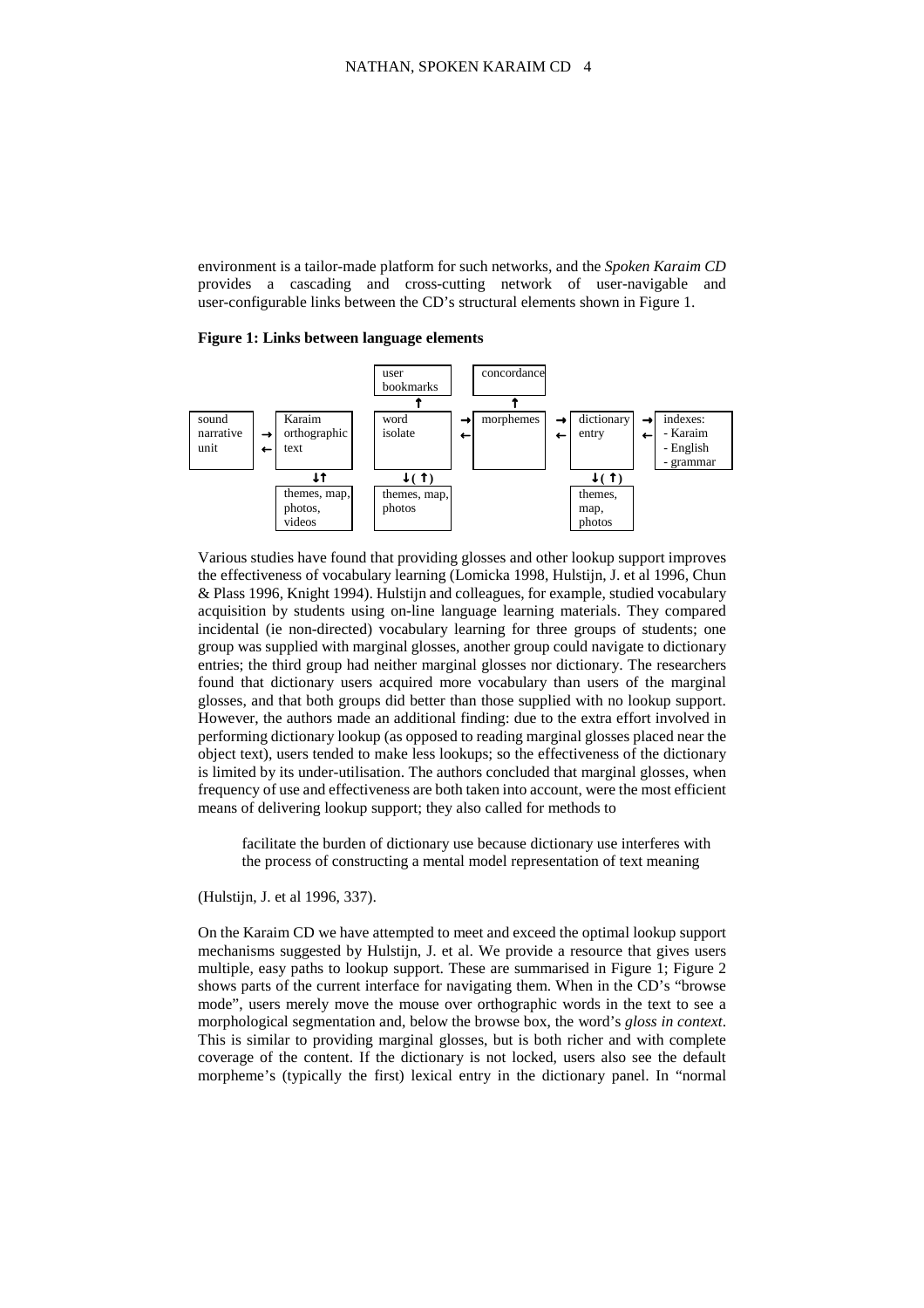environment is a tailor-made platform for such networks, and the *Spoken Karaim CD* provides a cascading and cross-cutting network of user-navigable and user-configurable links between the CD's structural elements shown in Figure 1.

**Figure 1: Links between language elements**

```
                                        user            concordance
                                        bookmarks
                                           ↑                 ↑
sound          Karaim                   word         →   morphemes    →   dictionary   →   indexes:
narrative  →   orthographic             isolate      ←                ←   entry        ←   - Karaim
unit       ←   text                                                                        - English
                                                                                           - grammar
                  ↓↑                      ↓(↑)                               ↓(↑)
               themes, map,             themes, map,                     themes,
               photos,                  photos                           map,
               videos                                                    photos
```

Various studies have found that providing glosses and other lookup support improves the effectiveness of vocabulary learning (Lomicka 1998, Hulstijn, J. et al 1996, Chun & Plass 1996, Knight 1994). Hulstijn and colleagues, for example, studied vocabulary acquisition by students using on-line language learning materials. They compared incidental (ie non-directed) vocabulary learning for three groups of students; one group was supplied with marginal glosses, another group could navigate to dictionary entries; the third group had neither marginal glosses nor dictionary. The researchers found that dictionary users acquired more vocabulary than users of the marginal glosses, and that both groups did better than those supplied with no lookup support. However, the authors made an additional finding: due to the extra effort involved in performing dictionary lookup (as opposed to reading marginal glosses placed near the object text), users tended to make less lookups; so the effectiveness of the dictionary is limited by its under-utilisation. The authors concluded that marginal glosses, when frequency of use and effectiveness are both taken into account, were the most efficient means of delivering lookup support; they also called for methods to

> facilitate the burden of dictionary use because dictionary use interferes with the process of constructing a mental model representation of text meaning

(Hulstijn, J. et al 1996, 337).

On the Karaim CD we have attempted to meet and exceed the optimal lookup support mechanisms suggested by Hulstijn, J. et al. We provide a resource that gives users multiple, easy paths to lookup support. These are summarised in Figure 1; Figure 2 shows parts of the current interface for navigating them. When in the CD's "browse mode", users merely move the mouse over orthographic words in the text to see a morphological segmentation and, below the browse box, the word's *gloss in context*. This is similar to providing marginal glosses, but is both richer and with complete coverage of the content. If the dictionary is not locked, users also see the default morpheme's (typically the first) lexical entry in the dictionary panel. In "normal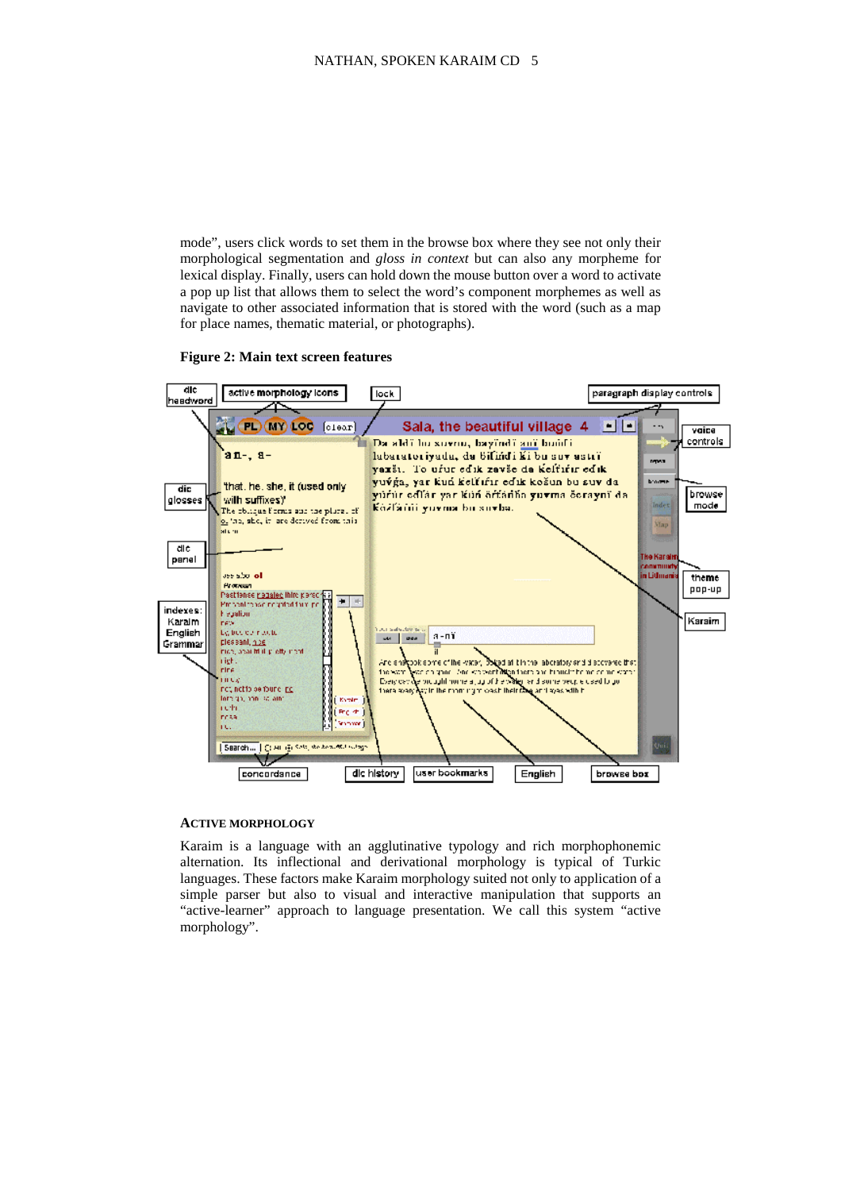mode", users click words to set them in the browse box where they see not only their morphological segmentation and *gloss in context* but can also any morpheme for lexical display. Finally, users can hold down the mouse button over a word to activate a pop up list that allows them to select the word's component morphemes as well as navigate to other associated information that is stored with the word (such as a map for place names, thematic material, or photographs).

**Figure 2: Main text screen features**

## ACTIVE MORPHOLOGY

Karaim is a language with an agglutinative typology and rich morphophonemic alternation. Its inflectional and derivational morphology is typical of Turkic languages. These factors make Karaim morphology suited not only to application of a simple parser but also to visual and interactive manipulation that supports an "active-learner" approach to language presentation. We call this system "active morphology".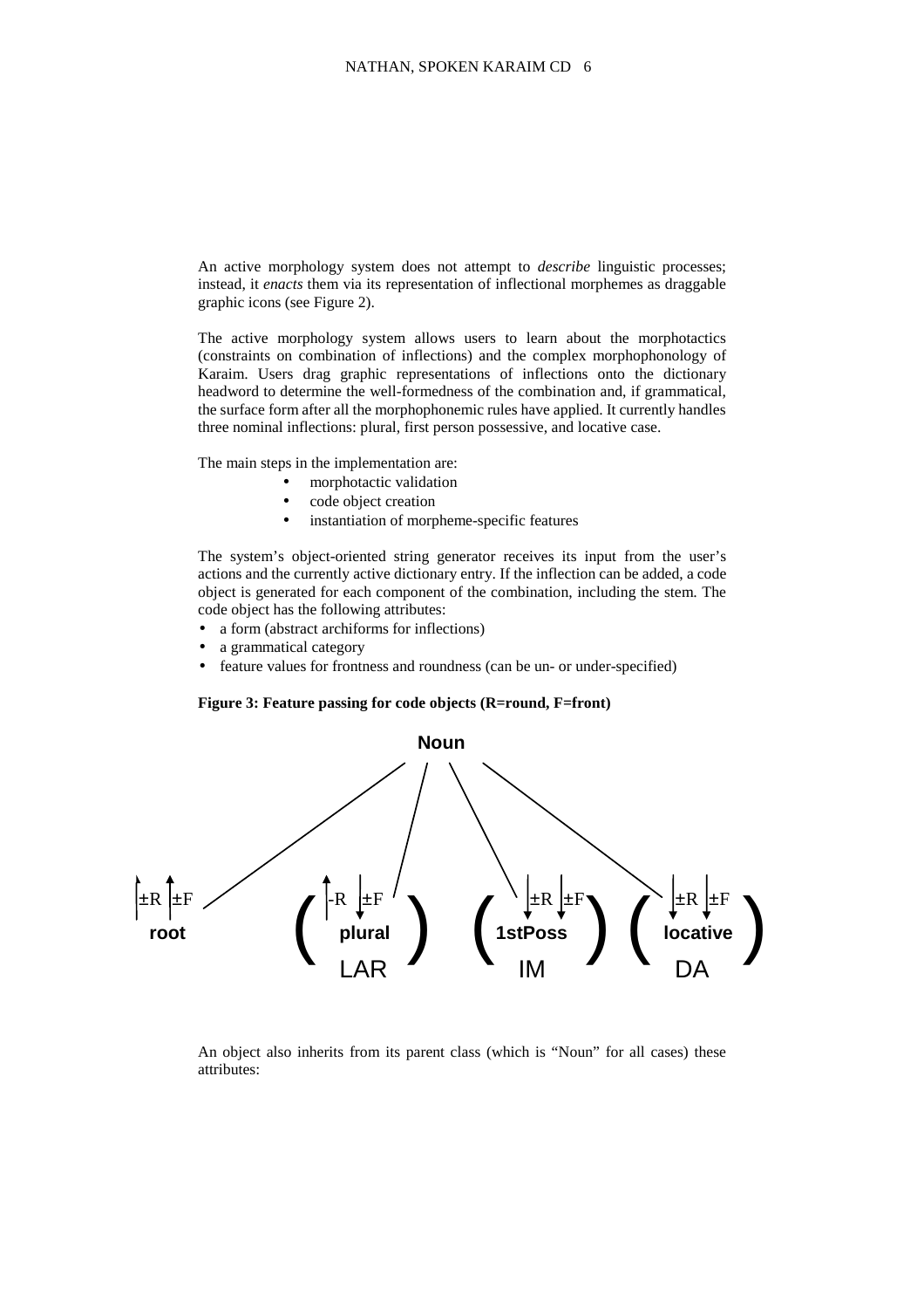An active morphology system does not attempt to *describe* linguistic processes; instead, it *enacts* them via its representation of inflectional morphemes as draggable graphic icons (see Figure 2).

The active morphology system allows users to learn about the morphotactics (constraints on combination of inflections) and the complex morphophonology of Karaim. Users drag graphic representations of inflections onto the dictionary headword to determine the well-formedness of the combination and, if grammatical, the surface form after all the morphophonemic rules have applied. It currently handles three nominal inflections: plural, first person possessive, and locative case.

The main steps in the implementation are:

- morphotactic validation
- code object creation
- instantiation of morpheme-specific features

The system's object-oriented string generator receives its input from the user's actions and the currently active dictionary entry. If the inflection can be added, a code object is generated for each component of the combination, including the stem. The code object has the following attributes:

- a form (abstract archiforms for inflections)
- a grammatical category
- feature values for frontness and roundness (can be un- or under-specified)

**Figure 3: Feature passing for code objects (R=round, F=front)**

Noun

| root | ( plural ) | ( 1stPoss ) | ( locative ) |
|---|---|---|---|
| ↑±R ↑±F | ↑-R ↓±F | ↓±R ↓±F | ↓±R ↓±F |
| | LAR | IM | DA |

An object also inherits from its parent class (which is "Noun" for all cases) these attributes: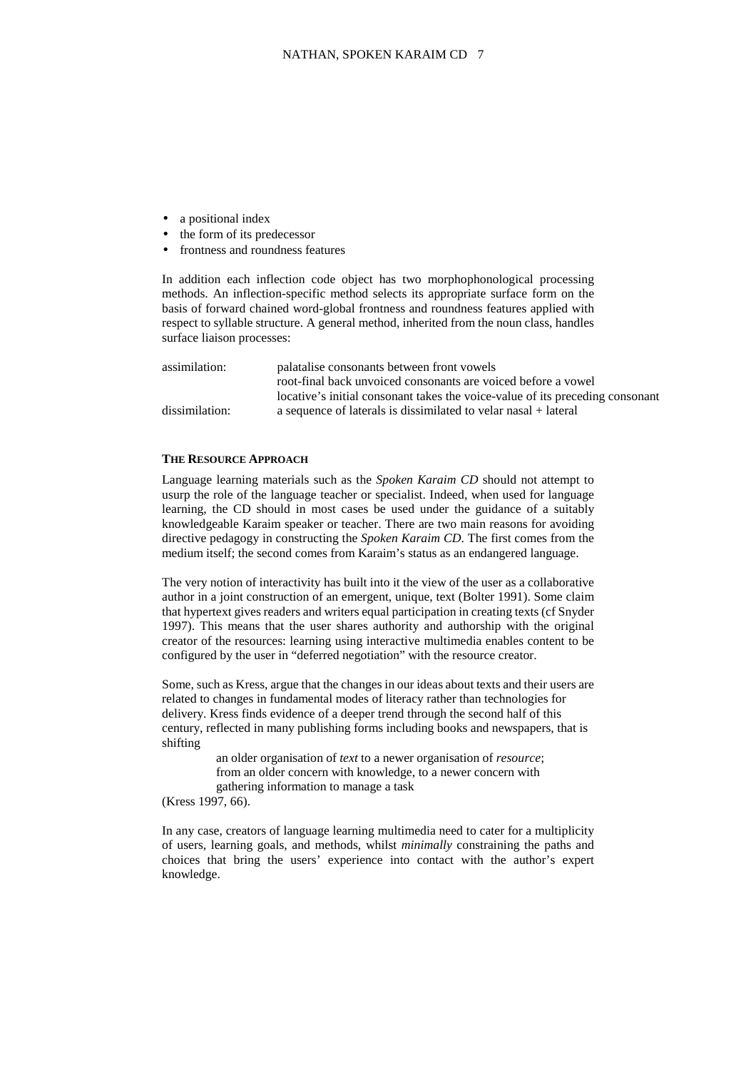- a positional index
- the form of its predecessor
- frontness and roundness features

In addition each inflection code object has two morphophonological processing methods. An inflection-specific method selects its appropriate surface form on the basis of forward chained word-global frontness and roundness features applied with respect to syllable structure. A general method, inherited from the noun class, handles surface liaison processes:

| | |
|---|---|
| assimilation: | palatalise consonants between front vowels |
| | root-final back unvoiced consonants are voiced before a vowel |
| | locative's initial consonant takes the voice-value of its preceding consonant |
| dissimilation: | a sequence of laterals is dissimilated to velar nasal + lateral |

### THE RESOURCE APPROACH

Language learning materials such as the *Spoken Karaim CD* should not attempt to usurp the role of the language teacher or specialist. Indeed, when used for language learning, the CD should in most cases be used under the guidance of a suitably knowledgeable Karaim speaker or teacher. There are two main reasons for avoiding directive pedagogy in constructing the *Spoken Karaim CD*. The first comes from the medium itself; the second comes from Karaim's status as an endangered language.

The very notion of interactivity has built into it the view of the user as a collaborative author in a joint construction of an emergent, unique, text (Bolter 1991). Some claim that hypertext gives readers and writers equal participation in creating texts (cf Snyder 1997). This means that the user shares authority and authorship with the original creator of the resources: learning using interactive multimedia enables content to be configured by the user in "deferred negotiation" with the resource creator.

Some, such as Kress, argue that the changes in our ideas about texts and their users are related to changes in fundamental modes of literacy rather than technologies for delivery. Kress finds evidence of a deeper trend through the second half of this century, reflected in many publishing forms including books and newspapers, that is shifting

> an older organisation of *text* to a newer organisation of *resource*; from an older concern with knowledge, to a newer concern with gathering information to manage a task

(Kress 1997, 66).

In any case, creators of language learning multimedia need to cater for a multiplicity of users, learning goals, and methods, whilst *minimally* constraining the paths and choices that bring the users' experience into contact with the author's expert knowledge.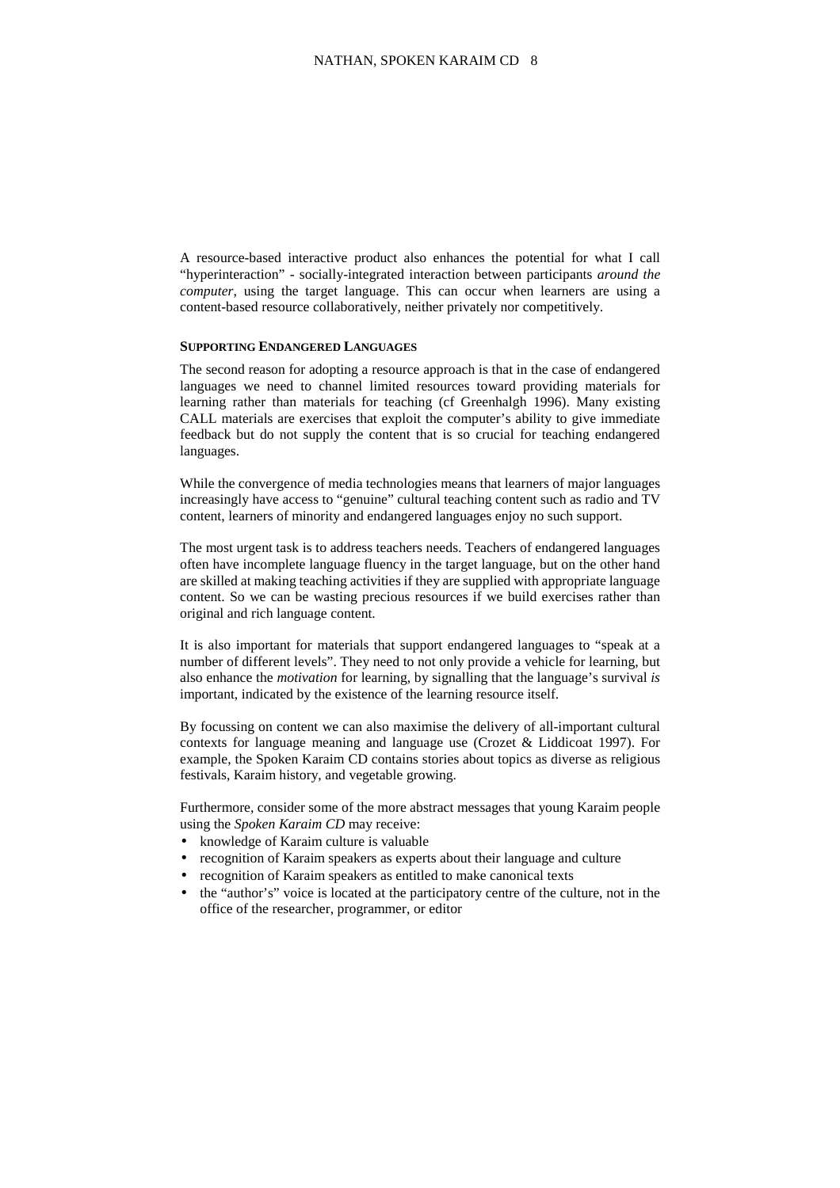A resource-based interactive product also enhances the potential for what I call "hyperinteraction" - socially-integrated interaction between participants *around the computer*, using the target language. This can occur when learners are using a content-based resource collaboratively, neither privately nor competitively.

#### SUPPORTING ENDANGERED LANGUAGES

The second reason for adopting a resource approach is that in the case of endangered languages we need to channel limited resources toward providing materials for learning rather than materials for teaching (cf Greenhalgh 1996). Many existing CALL materials are exercises that exploit the computer's ability to give immediate feedback but do not supply the content that is so crucial for teaching endangered languages.

While the convergence of media technologies means that learners of major languages increasingly have access to "genuine" cultural teaching content such as radio and TV content, learners of minority and endangered languages enjoy no such support.

The most urgent task is to address teachers needs. Teachers of endangered languages often have incomplete language fluency in the target language, but on the other hand are skilled at making teaching activities if they are supplied with appropriate language content. So we can be wasting precious resources if we build exercises rather than original and rich language content.

It is also important for materials that support endangered languages to "speak at a number of different levels". They need to not only provide a vehicle for learning, but also enhance the *motivation* for learning, by signalling that the language's survival *is* important, indicated by the existence of the learning resource itself.

By focussing on content we can also maximise the delivery of all-important cultural contexts for language meaning and language use (Crozet & Liddicoat 1997). For example, the Spoken Karaim CD contains stories about topics as diverse as religious festivals, Karaim history, and vegetable growing.

Furthermore, consider some of the more abstract messages that young Karaim people using the *Spoken Karaim CD* may receive:

- knowledge of Karaim culture is valuable
- recognition of Karaim speakers as experts about their language and culture
- recognition of Karaim speakers as entitled to make canonical texts
- the "author's" voice is located at the participatory centre of the culture, not in the office of the researcher, programmer, or editor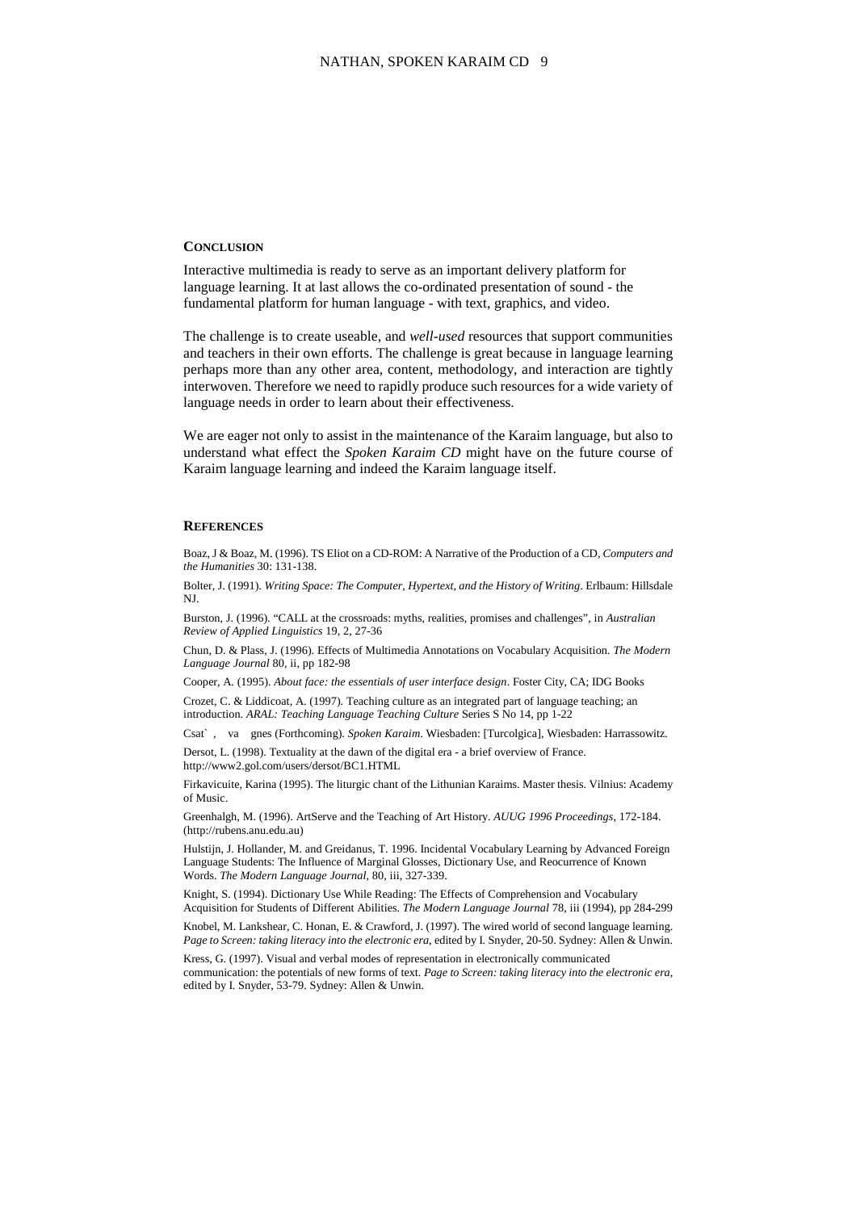## CONCLUSION

Interactive multimedia is ready to serve as an important delivery platform for language learning. It at last allows the co-ordinated presentation of sound - the fundamental platform for human language - with text, graphics, and video.

The challenge is to create useable, and *well-used* resources that support communities and teachers in their own efforts. The challenge is great because in language learning perhaps more than any other area, content, methodology, and interaction are tightly interwoven. Therefore we need to rapidly produce such resources for a wide variety of language needs in order to learn about their effectiveness.

We are eager not only to assist in the maintenance of the Karaim language, but also to understand what effect the *Spoken Karaim CD* might have on the future course of Karaim language learning and indeed the Karaim language itself.

## REFERENCES

Boaz, J & Boaz, M. (1996). TS Eliot on a CD-ROM: A Narrative of the Production of a CD, *Computers and the Humanities* 30: 131-138.

Bolter, J. (1991). *Writing Space: The Computer, Hypertext, and the History of Writing*. Erlbaum: Hillsdale NJ.

Burston, J. (1996). "CALL at the crossroads: myths, realities, promises and challenges", in *Australian Review of Applied Linguistics* 19, 2, 27-36

Chun, D. & Plass, J. (1996). Effects of Multimedia Annotations on Vocabulary Acquisition. *The Modern Language Journal* 80, ii, pp 182-98

Cooper, A. (1995). *About face: the essentials of user interface design*. Foster City, CA; IDG Books

Crozet, C. & Liddicoat, A. (1997). Teaching culture as an integrated part of language teaching; an introduction. *ARAL: Teaching Language Teaching Culture* Series S No 14, pp 1-22

Csat` , va gnes (Forthcoming). *Spoken Karaim*. Wiesbaden: [Turcolgica], Wiesbaden: Harrassowitz.

Dersot, L. (1998). Textuality at the dawn of the digital era - a brief overview of France. http://www2.gol.com/users/dersot/BC1.HTML

Firkavicuite, Karina (1995). The liturgic chant of the Lithunian Karaims. Master thesis. Vilnius: Academy of Music.

Greenhalgh, M. (1996). ArtServe and the Teaching of Art History. *AUUG 1996 Proceedings*, 172-184. (http://rubens.anu.edu.au)

Hulstijn, J. Hollander, M. and Greidanus, T. 1996. Incidental Vocabulary Learning by Advanced Foreign Language Students: The Influence of Marginal Glosses, Dictionary Use, and Reocurrence of Known Words. *The Modern Language Journal*, 80, iii, 327-339.

Knight, S. (1994). Dictionary Use While Reading: The Effects of Comprehension and Vocabulary Acquisition for Students of Different Abilities. *The Modern Language Journal* 78, iii (1994), pp 284-299

Knobel, M. Lankshear, C. Honan, E. & Crawford, J. (1997). The wired world of second language learning. *Page to Screen: taking literacy into the electronic era*, edited by I. Snyder, 20-50. Sydney: Allen & Unwin.

Kress, G. (1997). Visual and verbal modes of representation in electronically communicated communication: the potentials of new forms of text. *Page to Screen: taking literacy into the electronic era*, edited by I. Snyder, 53-79. Sydney: Allen & Unwin.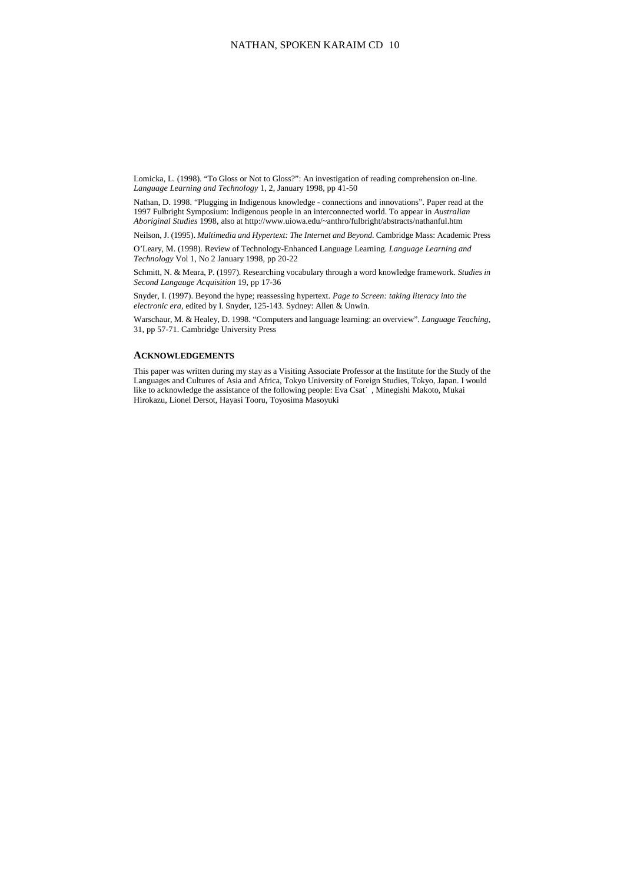Lomicka, L. (1998). “To Gloss or Not to Gloss?”: An investigation of reading comprehension on-line. *Language Learning and Technology* 1, 2, January 1998, pp 41-50

Nathan, D. 1998. “Plugging in Indigenous knowledge - connections and innovations”. Paper read at the 1997 Fulbright Symposium: Indigenous people in an interconnected world. To appear in *Australian Aboriginal Studies* 1998, also at http://www.uiowa.edu/~anthro/fulbright/abstracts/nathanful.htm

Neilson, J. (1995). *Multimedia and Hypertext: The Internet and Beyond.* Cambridge Mass: Academic Press

O’Leary, M. (1998). Review of Technology-Enhanced Language Learning. *Language Learning and Technology* Vol 1, No 2 January 1998, pp 20-22

Schmitt, N. & Meara, P. (1997). Researching vocabulary through a word knowledge framework. *Studies in Second Langauge Acquisition* 19, pp 17-36

Snyder, I. (1997). Beyond the hype; reassessing hypertext. *Page to Screen: taking literacy into the electronic era*, edited by I. Snyder, 125-143. Sydney: Allen & Unwin.

Warschaur, M. & Healey, D. 1998. “Computers and language learning: an overview”. *Language Teaching*, 31, pp 57-71. Cambridge University Press

## ACKNOWLEDGEMENTS

This paper was written during my stay as a Visiting Associate Professor at the Institute for the Study of the Languages and Cultures of Asia and Africa, Tokyo University of Foreign Studies, Tokyo, Japan. I would like to acknowledge the assistance of the following people: Eva Csat` , Minegishi Makoto, Mukai Hirokazu, Lionel Dersot, Hayasi Tooru, Toyosima Masoyuki